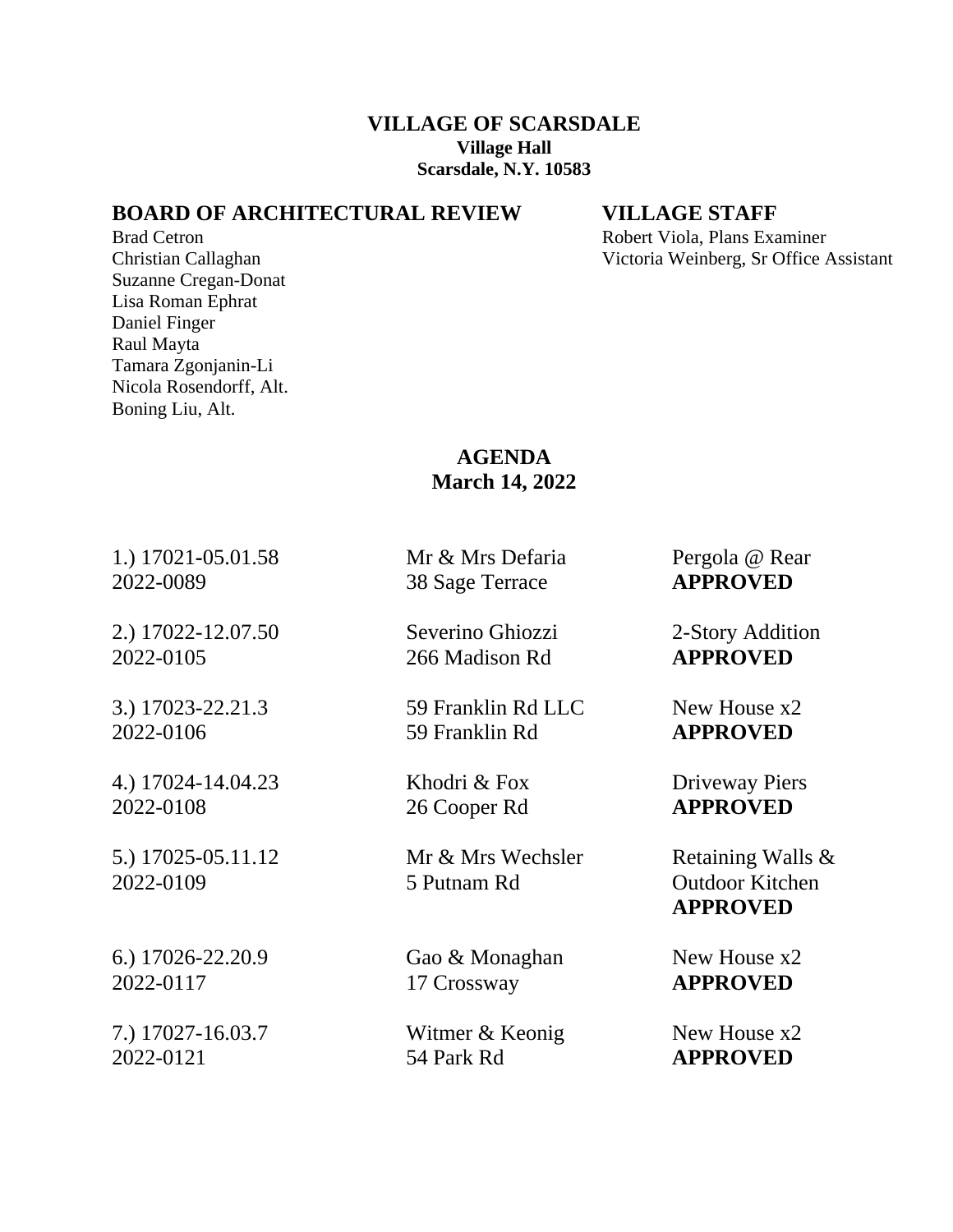# VILLAGE OF SCARSDALE

**Village Hall**
**Scarsdale, N.Y. 10583**

## BOARD OF ARCHITECTURAL REVIEW

Brad Cetron
Christian Callaghan
Suzanne Cregan-Donat
Lisa Roman Ephrat
Daniel Finger
Raul Mayta
Tamara Zgonjanin-Li
Nicola Rosendorff, Alt.
Boning Liu, Alt.

## VILLAGE STAFF

Robert Viola, Plans Examiner
Victoria Weinberg, Sr Office Assistant

## AGENDA
**March 14, 2022**

| | | |
|---|---|---|
| 1.) 17021-05.01.58<br>2022-0089 | Mr & Mrs Defaria<br>38 Sage Terrace | Pergola @ Rear<br>**APPROVED** |
| 2.) 17022-12.07.50<br>2022-0105 | Severino Ghiozzi<br>266 Madison Rd | 2-Story Addition<br>**APPROVED** |
| 3.) 17023-22.21.3<br>2022-0106 | 59 Franklin Rd LLC<br>59 Franklin Rd | New House x2<br>**APPROVED** |
| 4.) 17024-14.04.23<br>2022-0108 | Khodri & Fox<br>26 Cooper Rd | Driveway Piers<br>**APPROVED** |
| 5.) 17025-05.11.12<br>2022-0109 | Mr & Mrs Wechsler<br>5 Putnam Rd | Retaining Walls &<br>Outdoor Kitchen<br>**APPROVED** |
| 6.) 17026-22.20.9<br>2022-0117 | Gao & Monaghan<br>17 Crossway | New House x2<br>**APPROVED** |
| 7.) 17027-16.03.7<br>2022-0121 | Witmer & Keonig<br>54 Park Rd | New House x2<br>**APPROVED** |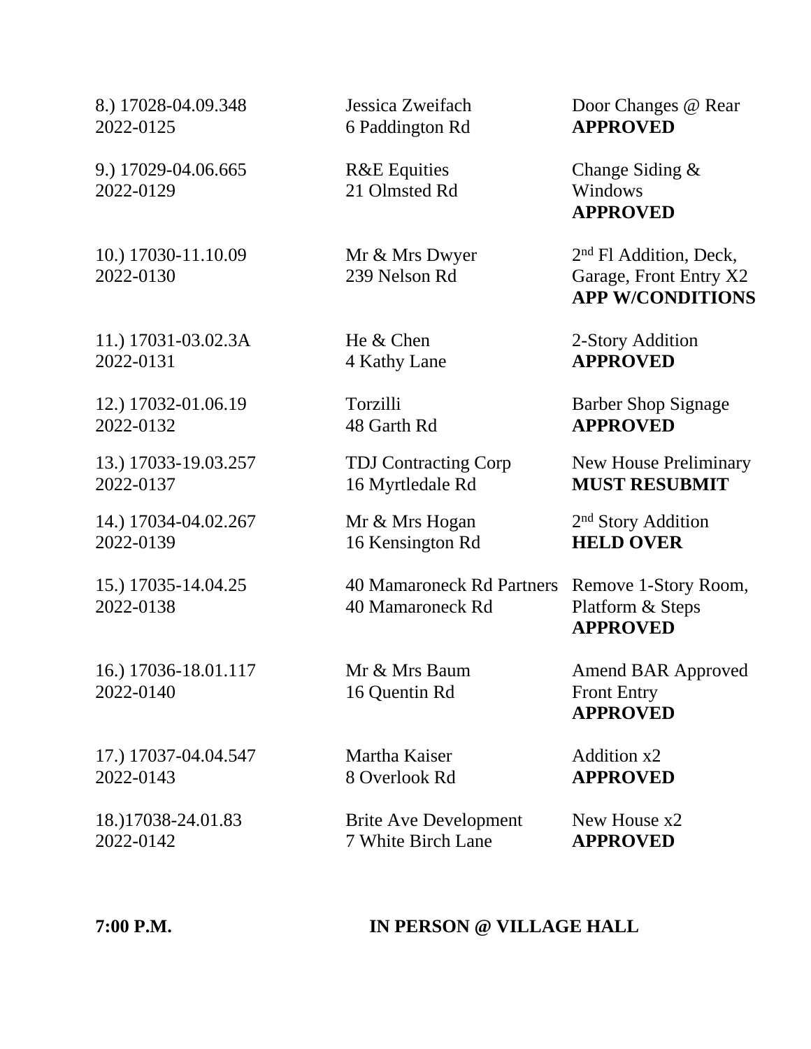| | | |
|---|---|---|
| 8.) 17028-04.09.348<br>2022-0125 | Jessica Zweifach<br>6 Paddington Rd | Door Changes @ Rear<br>**APPROVED** |
| 9.) 17029-04.06.665<br>2022-0129 | R&E Equities<br>21 Olmsted Rd | Change Siding & Windows<br>**APPROVED** |
| 10.) 17030-11.10.09<br>2022-0130 | Mr & Mrs Dwyer<br>239 Nelson Rd | 2nd Fl Addition, Deck, Garage, Front Entry X2<br>**APP W/CONDITIONS** |
| 11.) 17031-03.02.3A<br>2022-0131 | He & Chen<br>4 Kathy Lane | 2-Story Addition<br>**APPROVED** |
| 12.) 17032-01.06.19<br>2022-0132 | Torzilli<br>48 Garth Rd | Barber Shop Signage<br>**APPROVED** |
| 13.) 17033-19.03.257<br>2022-0137 | TDJ Contracting Corp<br>16 Myrtledale Rd | New House Preliminary<br>**MUST RESUBMIT** |
| 14.) 17034-04.02.267<br>2022-0139 | Mr & Mrs Hogan<br>16 Kensington Rd | 2nd Story Addition<br>**HELD OVER** |
| 15.) 17035-14.04.25<br>2022-0138 | 40 Mamaroneck Rd Partners<br>40 Mamaroneck Rd | Remove 1-Story Room, Platform & Steps<br>**APPROVED** |
| 16.) 17036-18.01.117<br>2022-0140 | Mr & Mrs Baum<br>16 Quentin Rd | Amend BAR Approved Front Entry<br>**APPROVED** |
| 17.) 17037-04.04.547<br>2022-0143 | Martha Kaiser<br>8 Overlook Rd | Addition x2<br>**APPROVED** |
| 18.)17038-24.01.83<br>2022-0142 | Brite Ave Development<br>7 White Birch Lane | New House x2<br>**APPROVED** |

**7:00 P.M.** **IN PERSON @ VILLAGE HALL**